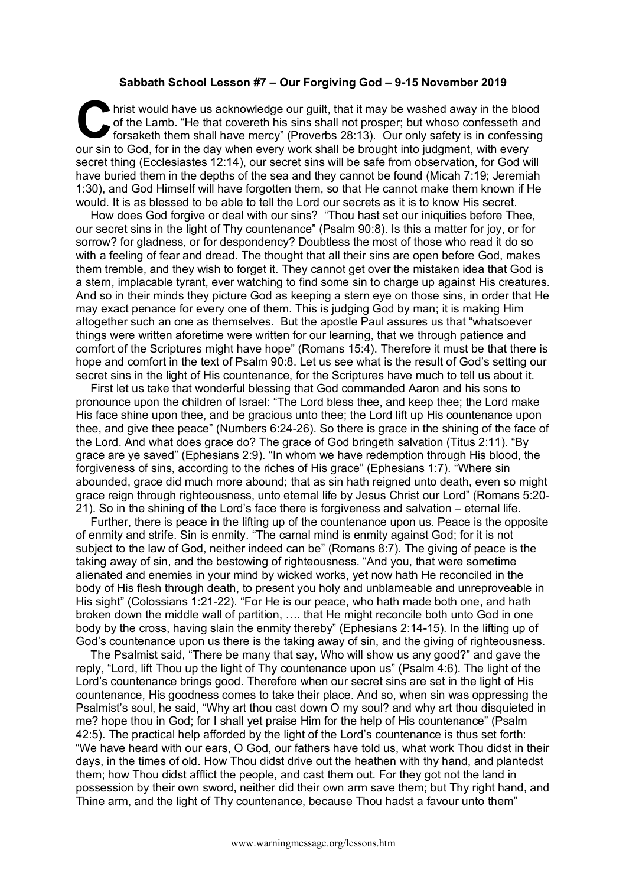**Sabbath School Lesson #7 – Our Forgiving God – 9-15 November 2019**

Christ would have us acknowledge our guilt, that it may be washed away in the blood of the Lamb. "He that covereth his sins shall not prosper; but whoso confesseth and forsaketh them shall have mercy" (Proverbs 28:13). Our only safety is in confessing our sin to God, for in the day when every work shall be brought into judgment, with every secret thing (Ecclesiastes 12:14), our secret sins will be safe from observation, for God will have buried them in the depths of the sea and they cannot be found (Micah 7:19; Jeremiah 1:30), and God Himself will have forgotten them, so that He cannot make them known if He would. It is as blessed to be able to tell the Lord our secrets as it is to know His secret.

How does God forgive or deal with our sins? "Thou hast set our iniquities before Thee, our secret sins in the light of Thy countenance" (Psalm 90:8). Is this a matter for joy, or for sorrow? for gladness, or for despondency? Doubtless the most of those who read it do so with a feeling of fear and dread. The thought that all their sins are open before God, makes them tremble, and they wish to forget it. They cannot get over the mistaken idea that God is a stern, implacable tyrant, ever watching to find some sin to charge up against His creatures. And so in their minds they picture God as keeping a stern eye on those sins, in order that He may exact penance for every one of them. This is judging God by man; it is making Him altogether such an one as themselves. But the apostle Paul assures us that "whatsoever things were written aforetime were written for our learning, that we through patience and comfort of the Scriptures might have hope" (Romans 15:4). Therefore it must be that there is hope and comfort in the text of Psalm 90:8. Let us see what is the result of God's setting our secret sins in the light of His countenance, for the Scriptures have much to tell us about it.

First let us take that wonderful blessing that God commanded Aaron and his sons to pronounce upon the children of Israel: "The Lord bless thee, and keep thee; the Lord make His face shine upon thee, and be gracious unto thee; the Lord lift up His countenance upon thee, and give thee peace" (Numbers 6:24-26). So there is grace in the shining of the face of the Lord. And what does grace do? The grace of God bringeth salvation (Titus 2:11). "By grace are ye saved" (Ephesians 2:9). "In whom we have redemption through His blood, the forgiveness of sins, according to the riches of His grace" (Ephesians 1:7). "Where sin abounded, grace did much more abound; that as sin hath reigned unto death, even so might grace reign through righteousness, unto eternal life by Jesus Christ our Lord" (Romans 5:20-21). So in the shining of the Lord's face there is forgiveness and salvation – eternal life.

Further, there is peace in the lifting up of the countenance upon us. Peace is the opposite of enmity and strife. Sin is enmity. "The carnal mind is enmity against God; for it is not subject to the law of God, neither indeed can be" (Romans 8:7). The giving of peace is the taking away of sin, and the bestowing of righteousness. "And you, that were sometime alienated and enemies in your mind by wicked works, yet now hath He reconciled in the body of His flesh through death, to present you holy and unblameable and unreproveable in His sight" (Colossians 1:21-22). "For He is our peace, who hath made both one, and hath broken down the middle wall of partition, …. that He might reconcile both unto God in one body by the cross, having slain the enmity thereby" (Ephesians 2:14-15). In the lifting up of God's countenance upon us there is the taking away of sin, and the giving of righteousness.

The Psalmist said, "There be many that say, Who will show us any good?" and gave the reply, "Lord, lift Thou up the light of Thy countenance upon us" (Psalm 4:6). The light of the Lord's countenance brings good. Therefore when our secret sins are set in the light of His countenance, His goodness comes to take their place. And so, when sin was oppressing the Psalmist's soul, he said, "Why art thou cast down O my soul? and why art thou disquieted in me? hope thou in God; for I shall yet praise Him for the help of His countenance" (Psalm 42:5). The practical help afforded by the light of the Lord's countenance is thus set forth: "We have heard with our ears, O God, our fathers have told us, what work Thou didst in their days, in the times of old. How Thou didst drive out the heathen with thy hand, and plantedst them; how Thou didst afflict the people, and cast them out. For they got not the land in possession by their own sword, neither did their own arm save them; but Thy right hand, and Thine arm, and the light of Thy countenance, because Thou hadst a favour unto them"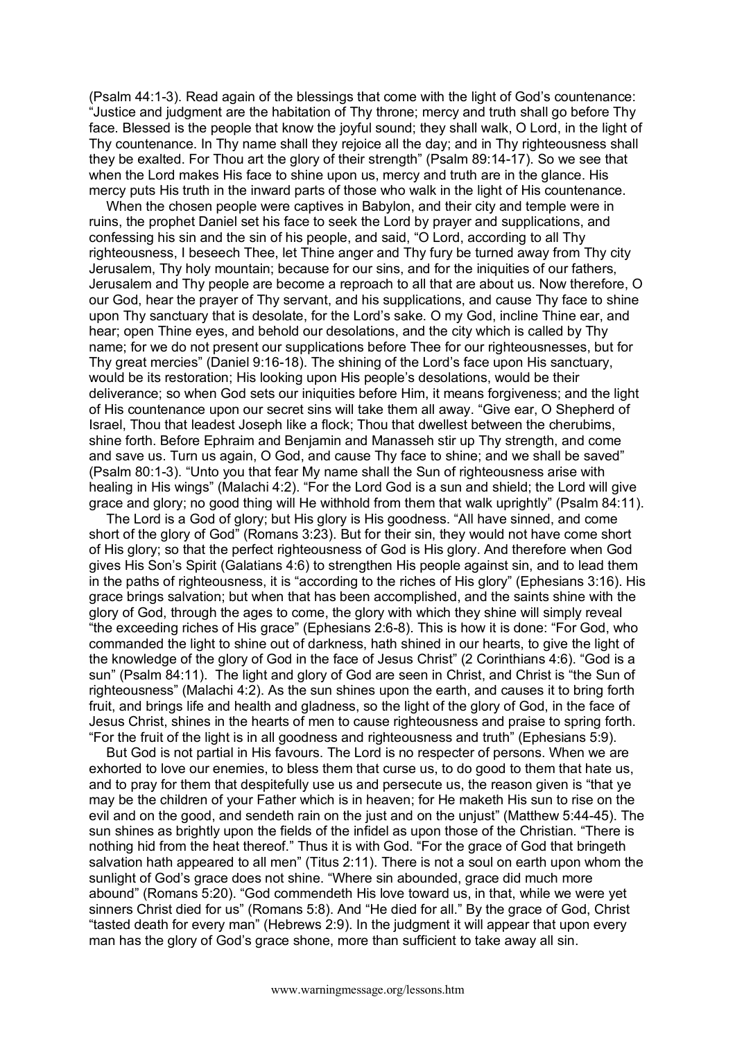(Psalm 44:1-3). Read again of the blessings that come with the light of God's countenance: "Justice and judgment are the habitation of Thy throne; mercy and truth shall go before Thy face. Blessed is the people that know the joyful sound; they shall walk, O Lord, in the light of Thy countenance. In Thy name shall they rejoice all the day; and in Thy righteousness shall they be exalted. For Thou art the glory of their strength" (Psalm 89:14-17). So we see that when the Lord makes His face to shine upon us, mercy and truth are in the glance. His mercy puts His truth in the inward parts of those who walk in the light of His countenance.

When the chosen people were captives in Babylon, and their city and temple were in ruins, the prophet Daniel set his face to seek the Lord by prayer and supplications, and confessing his sin and the sin of his people, and said, "O Lord, according to all Thy righteousness, I beseech Thee, let Thine anger and Thy fury be turned away from Thy city Jerusalem, Thy holy mountain; because for our sins, and for the iniquities of our fathers, Jerusalem and Thy people are become a reproach to all that are about us. Now therefore, O our God, hear the prayer of Thy servant, and his supplications, and cause Thy face to shine upon Thy sanctuary that is desolate, for the Lord's sake. O my God, incline Thine ear, and hear; open Thine eyes, and behold our desolations, and the city which is called by Thy name; for we do not present our supplications before Thee for our righteousnesses, but for Thy great mercies" (Daniel 9:16-18). The shining of the Lord's face upon His sanctuary, would be its restoration; His looking upon His people's desolations, would be their deliverance; so when God sets our iniquities before Him, it means forgiveness; and the light of His countenance upon our secret sins will take them all away. "Give ear, O Shepherd of Israel, Thou that leadest Joseph like a flock; Thou that dwellest between the cherubims, shine forth. Before Ephraim and Benjamin and Manasseh stir up Thy strength, and come and save us. Turn us again, O God, and cause Thy face to shine; and we shall be saved" (Psalm 80:1-3). "Unto you that fear My name shall the Sun of righteousness arise with healing in His wings" (Malachi 4:2). "For the Lord God is a sun and shield; the Lord will give grace and glory; no good thing will He withhold from them that walk uprightly" (Psalm 84:11).

The Lord is a God of glory; but His glory is His goodness. "All have sinned, and come short of the glory of God" (Romans 3:23). But for their sin, they would not have come short of His glory; so that the perfect righteousness of God is His glory. And therefore when God gives His Son's Spirit (Galatians 4:6) to strengthen His people against sin, and to lead them in the paths of righteousness, it is "according to the riches of His glory" (Ephesians 3:16). His grace brings salvation; but when that has been accomplished, and the saints shine with the glory of God, through the ages to come, the glory with which they shine will simply reveal "the exceeding riches of His grace" (Ephesians 2:6-8). This is how it is done: "For God, who commanded the light to shine out of darkness, hath shined in our hearts, to give the light of the knowledge of the glory of God in the face of Jesus Christ" (2 Corinthians 4:6). "God is a sun" (Psalm 84:11). The light and glory of God are seen in Christ, and Christ is "the Sun of righteousness" (Malachi 4:2). As the sun shines upon the earth, and causes it to bring forth fruit, and brings life and health and gladness, so the light of the glory of God, in the face of Jesus Christ, shines in the hearts of men to cause righteousness and praise to spring forth. "For the fruit of the light is in all goodness and righteousness and truth" (Ephesians 5:9).

But God is not partial in His favours. The Lord is no respecter of persons. When we are exhorted to love our enemies, to bless them that curse us, to do good to them that hate us, and to pray for them that despitefully use us and persecute us, the reason given is "that ye may be the children of your Father which is in heaven; for He maketh His sun to rise on the evil and on the good, and sendeth rain on the just and on the unjust" (Matthew 5:44-45). The sun shines as brightly upon the fields of the infidel as upon those of the Christian. "There is nothing hid from the heat thereof." Thus it is with God. "For the grace of God that bringeth salvation hath appeared to all men" (Titus 2:11). There is not a soul on earth upon whom the sunlight of God's grace does not shine. "Where sin abounded, grace did much more abound" (Romans 5:20). "God commendeth His love toward us, in that, while we were yet sinners Christ died for us" (Romans 5:8). And "He died for all." By the grace of God, Christ "tasted death for every man" (Hebrews 2:9). In the judgment it will appear that upon every man has the glory of God's grace shone, more than sufficient to take away all sin.